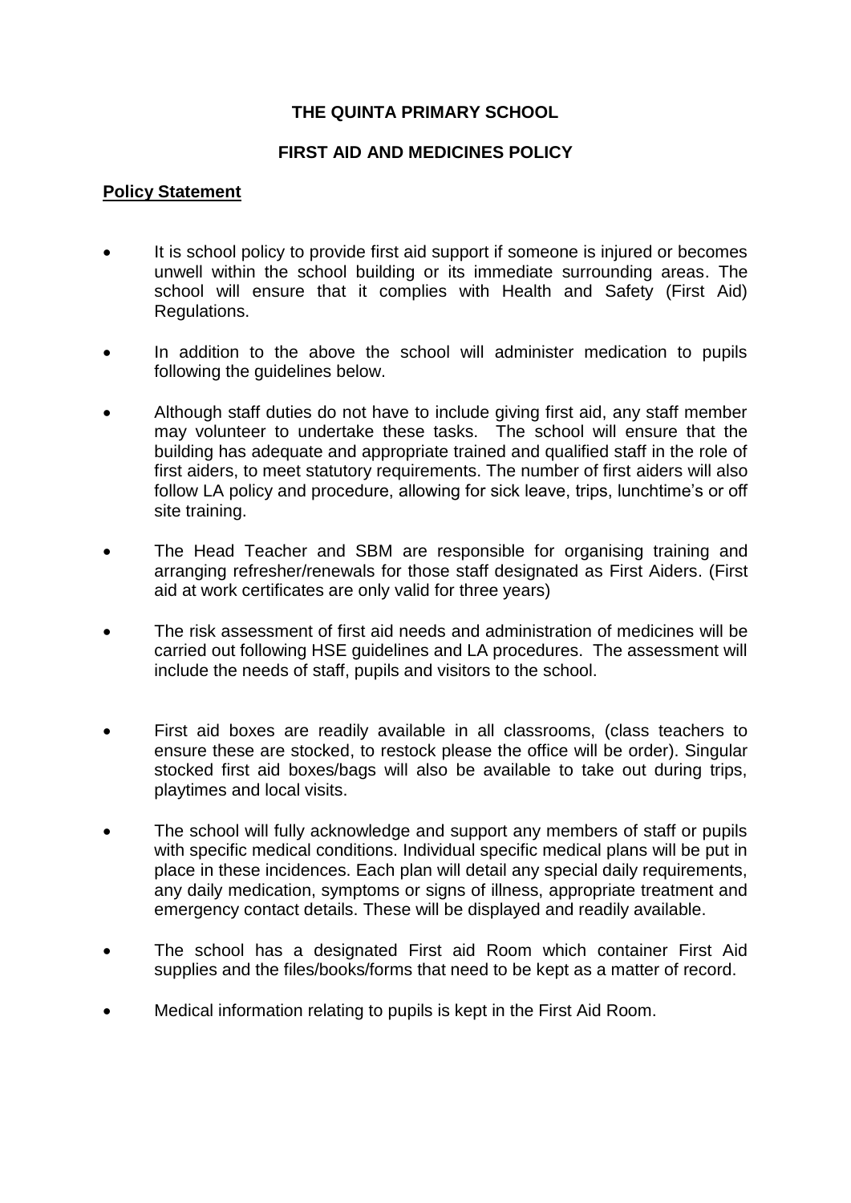**THE QUINTA PRIMARY SCHOOL**

**FIRST AID AND MEDICINES POLICY**

**Policy Statement**

- It is school policy to provide first aid support if someone is injured or becomes unwell within the school building or its immediate surrounding areas. The school will ensure that it complies with Health and Safety (First Aid) Regulations.

- In addition to the above the school will administer medication to pupils following the guidelines below.

- Although staff duties do not have to include giving first aid, any staff member may volunteer to undertake these tasks. The school will ensure that the building has adequate and appropriate trained and qualified staff in the role of first aiders, to meet statutory requirements. The number of first aiders will also follow LA policy and procedure, allowing for sick leave, trips, lunchtime's or off site training.

- The Head Teacher and SBM are responsible for organising training and arranging refresher/renewals for those staff designated as First Aiders. (First aid at work certificates are only valid for three years)

- The risk assessment of first aid needs and administration of medicines will be carried out following HSE guidelines and LA procedures. The assessment will include the needs of staff, pupils and visitors to the school.

- First aid boxes are readily available in all classrooms, (class teachers to ensure these are stocked, to restock please the office will be order). Singular stocked first aid boxes/bags will also be available to take out during trips, playtimes and local visits.

- The school will fully acknowledge and support any members of staff or pupils with specific medical conditions. Individual specific medical plans will be put in place in these incidences. Each plan will detail any special daily requirements, any daily medication, symptoms or signs of illness, appropriate treatment and emergency contact details. These will be displayed and readily available.

- The school has a designated First aid Room which container First Aid supplies and the files/books/forms that need to be kept as a matter of record.

- Medical information relating to pupils is kept in the First Aid Room.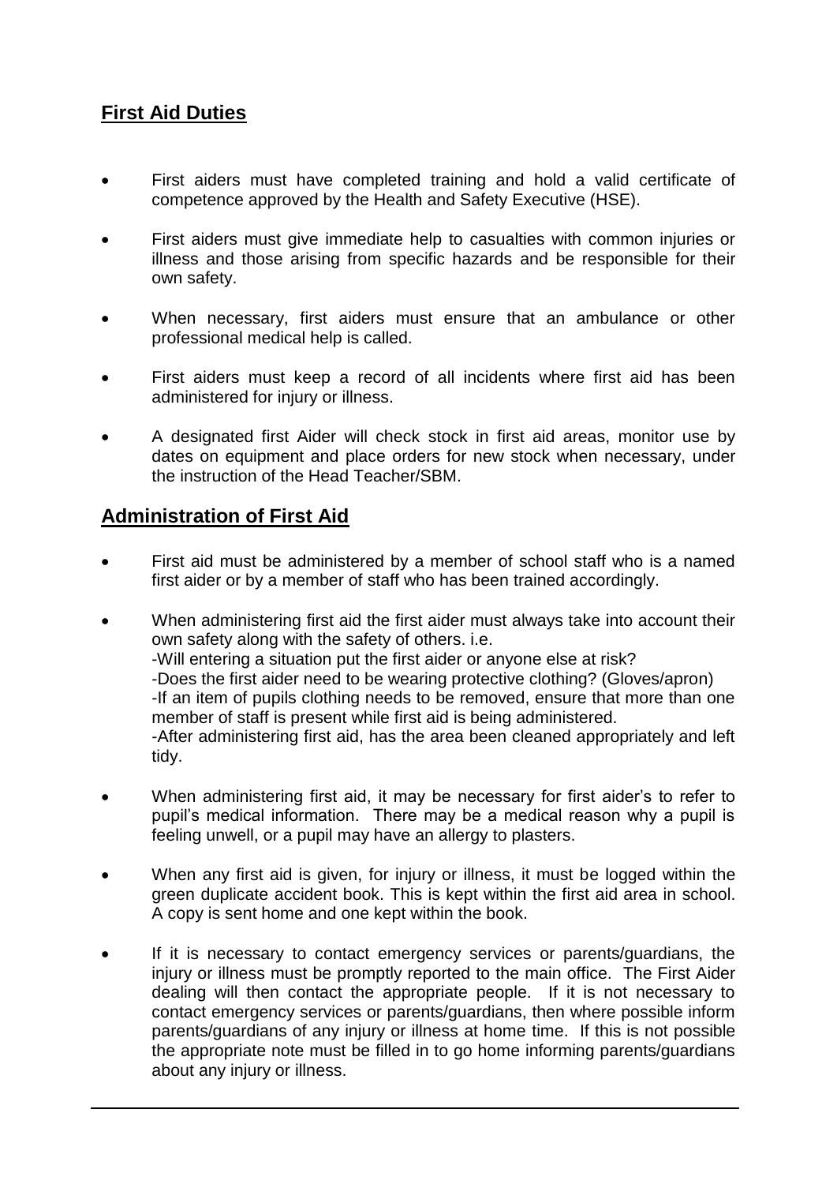## First Aid Duties

- First aiders must have completed training and hold a valid certificate of competence approved by the Health and Safety Executive (HSE).
- First aiders must give immediate help to casualties with common injuries or illness and those arising from specific hazards and be responsible for their own safety.
- When necessary, first aiders must ensure that an ambulance or other professional medical help is called.
- First aiders must keep a record of all incidents where first aid has been administered for injury or illness.
- A designated first Aider will check stock in first aid areas, monitor use by dates on equipment and place orders for new stock when necessary, under the instruction of the Head Teacher/SBM.

## Administration of First Aid

- First aid must be administered by a member of school staff who is a named first aider or by a member of staff who has been trained accordingly.
- When administering first aid the first aider must always take into account their own safety along with the safety of others. i.e.
  -Will entering a situation put the first aider or anyone else at risk?
  -Does the first aider need to be wearing protective clothing? (Gloves/apron)
  -If an item of pupils clothing needs to be removed, ensure that more than one member of staff is present while first aid is being administered.
  -After administering first aid, has the area been cleaned appropriately and left tidy.
- When administering first aid, it may be necessary for first aider's to refer to pupil's medical information. There may be a medical reason why a pupil is feeling unwell, or a pupil may have an allergy to plasters.
- When any first aid is given, for injury or illness, it must be logged within the green duplicate accident book. This is kept within the first aid area in school. A copy is sent home and one kept within the book.
- If it is necessary to contact emergency services or parents/guardians, the injury or illness must be promptly reported to the main office. The First Aider dealing will then contact the appropriate people. If it is not necessary to contact emergency services or parents/guardians, then where possible inform parents/guardians of any injury or illness at home time. If this is not possible the appropriate note must be filled in to go home informing parents/guardians about any injury or illness.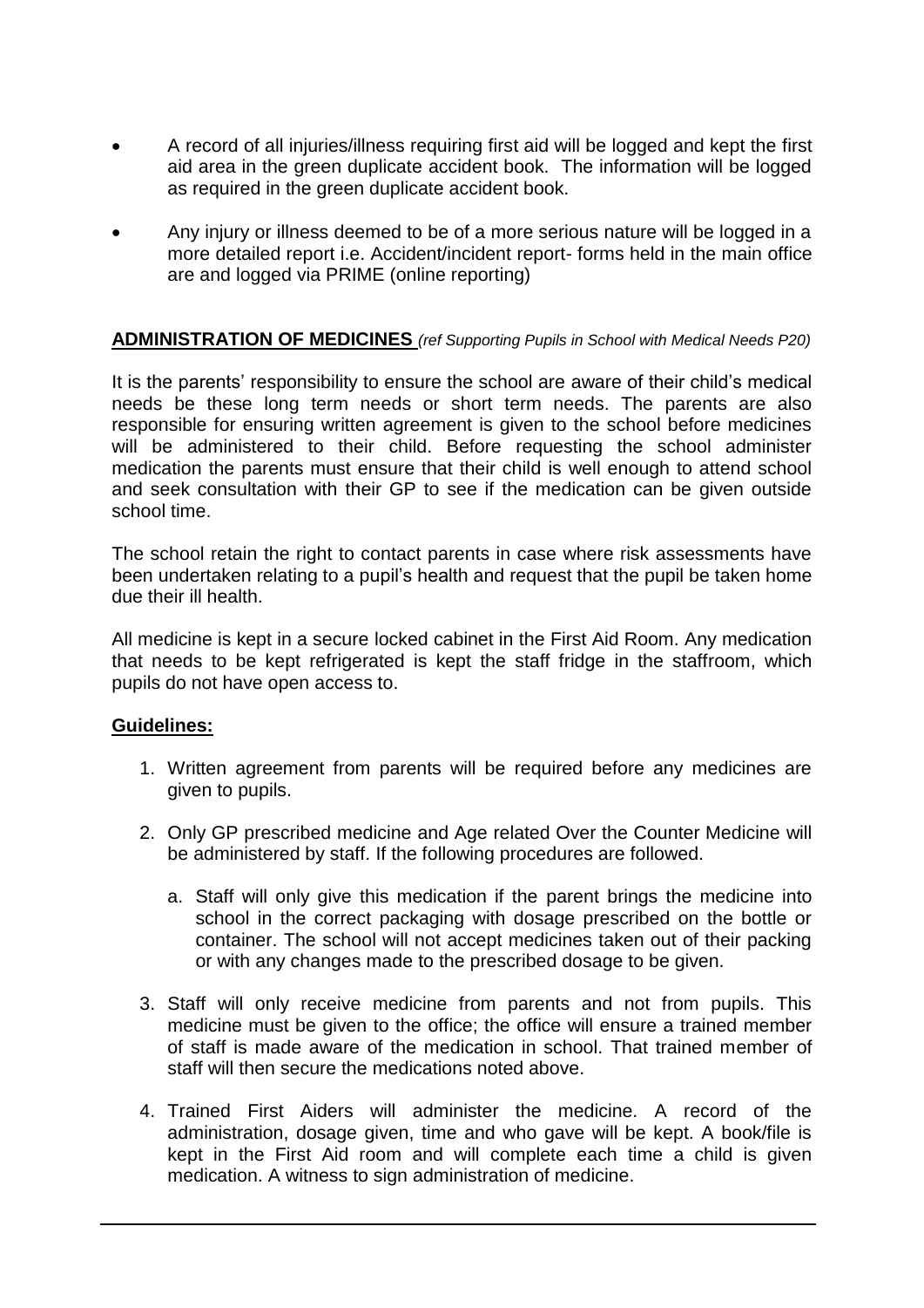- A record of all injuries/illness requiring first aid will be logged and kept the first aid area in the green duplicate accident book. The information will be logged as required in the green duplicate accident book.
- Any injury or illness deemed to be of a more serious nature will be logged in a more detailed report i.e. Accident/incident report- forms held in the main office are and logged via PRIME (online reporting)

## ADMINISTRATION OF MEDICINES *(ref Supporting Pupils in School with Medical Needs P20)*

It is the parents' responsibility to ensure the school are aware of their child's medical needs be these long term needs or short term needs. The parents are also responsible for ensuring written agreement is given to the school before medicines will be administered to their child. Before requesting the school administer medication the parents must ensure that their child is well enough to attend school and seek consultation with their GP to see if the medication can be given outside school time.

The school retain the right to contact parents in case where risk assessments have been undertaken relating to a pupil's health and request that the pupil be taken home due their ill health.

All medicine is kept in a secure locked cabinet in the First Aid Room. Any medication that needs to be kept refrigerated is kept the staff fridge in the staffroom, which pupils do not have open access to.

### Guidelines:

1. Written agreement from parents will be required before any medicines are given to pupils.
2. Only GP prescribed medicine and Age related Over the Counter Medicine will be administered by staff. If the following procedures are followed.
   a. Staff will only give this medication if the parent brings the medicine into school in the correct packaging with dosage prescribed on the bottle or container. The school will not accept medicines taken out of their packing or with any changes made to the prescribed dosage to be given.
3. Staff will only receive medicine from parents and not from pupils. This medicine must be given to the office; the office will ensure a trained member of staff is made aware of the medication in school. That trained member of staff will then secure the medications noted above.
4. Trained First Aiders will administer the medicine. A record of the administration, dosage given, time and who gave will be kept. A book/file is kept in the First Aid room and will complete each time a child is given medication. A witness to sign administration of medicine.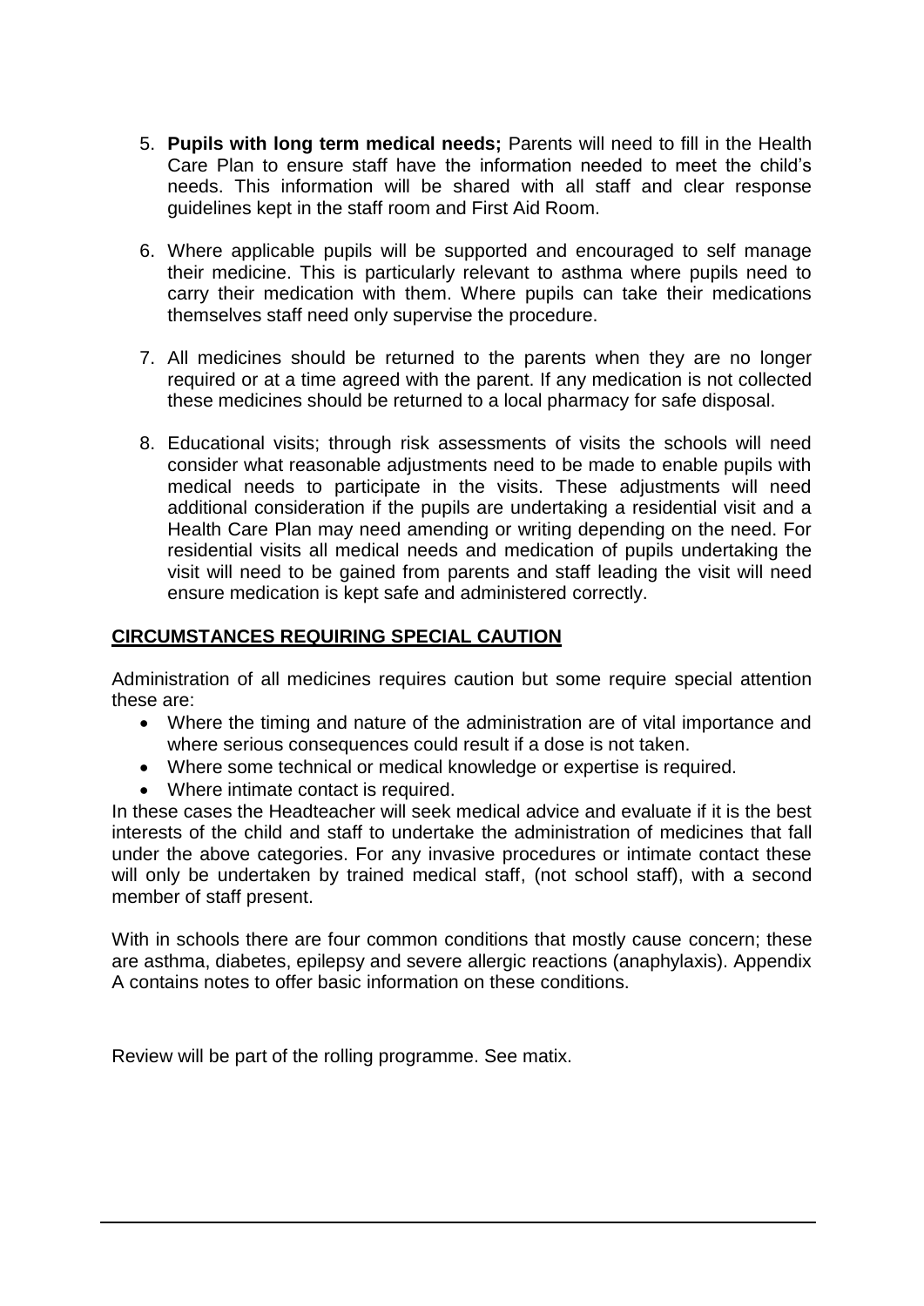5. **Pupils with long term medical needs;** Parents will need to fill in the Health Care Plan to ensure staff have the information needed to meet the child's needs. This information will be shared with all staff and clear response guidelines kept in the staff room and First Aid Room.

6. Where applicable pupils will be supported and encouraged to self manage their medicine. This is particularly relevant to asthma where pupils need to carry their medication with them. Where pupils can take their medications themselves staff need only supervise the procedure.

7. All medicines should be returned to the parents when they are no longer required or at a time agreed with the parent. If any medication is not collected these medicines should be returned to a local pharmacy for safe disposal.

8. Educational visits; through risk assessments of visits the schools will need consider what reasonable adjustments need to be made to enable pupils with medical needs to participate in the visits. These adjustments will need additional consideration if the pupils are undertaking a residential visit and a Health Care Plan may need amending or writing depending on the need. For residential visits all medical needs and medication of pupils undertaking the visit will need to be gained from parents and staff leading the visit will need ensure medication is kept safe and administered correctly.

## CIRCUMSTANCES REQUIRING SPECIAL CAUTION

Administration of all medicines requires caution but some require special attention these are:

- Where the timing and nature of the administration are of vital importance and where serious consequences could result if a dose is not taken.
- Where some technical or medical knowledge or expertise is required.
- Where intimate contact is required.

In these cases the Headteacher will seek medical advice and evaluate if it is the best interests of the child and staff to undertake the administration of medicines that fall under the above categories. For any invasive procedures or intimate contact these will only be undertaken by trained medical staff, (not school staff), with a second member of staff present.

With in schools there are four common conditions that mostly cause concern; these are asthma, diabetes, epilepsy and severe allergic reactions (anaphylaxis). Appendix A contains notes to offer basic information on these conditions.

Review will be part of the rolling programme. See matix.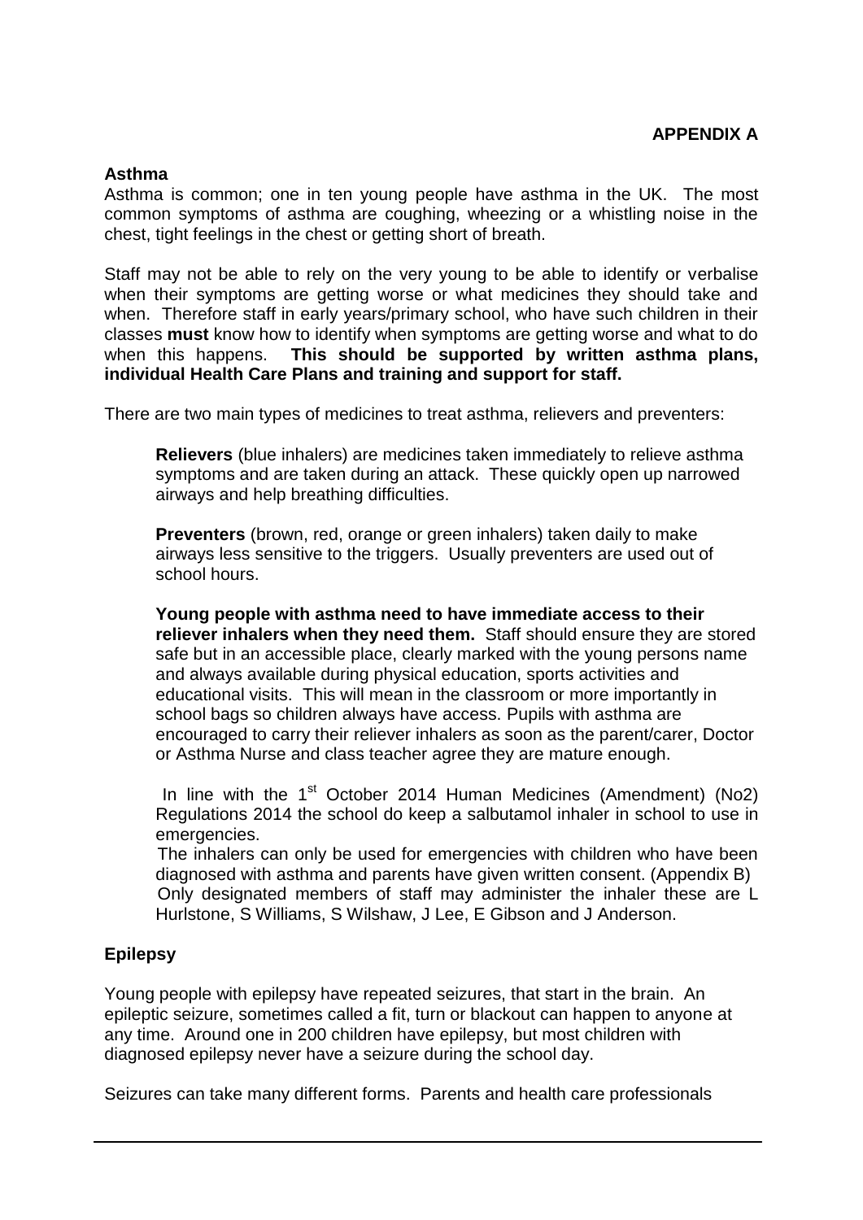**APPENDIX A**

**Asthma**

Asthma is common; one in ten young people have asthma in the UK. The most common symptoms of asthma are coughing, wheezing or a whistling noise in the chest, tight feelings in the chest or getting short of breath.

Staff may not be able to rely on the very young to be able to identify or verbalise when their symptoms are getting worse or what medicines they should take and when. Therefore staff in early years/primary school, who have such children in their classes **must** know how to identify when symptoms are getting worse and what to do when this happens. **This should be supported by written asthma plans, individual Health Care Plans and training and support for staff.**

There are two main types of medicines to treat asthma, relievers and preventers:

**Relievers** (blue inhalers) are medicines taken immediately to relieve asthma symptoms and are taken during an attack. These quickly open up narrowed airways and help breathing difficulties.

**Preventers** (brown, red, orange or green inhalers) taken daily to make airways less sensitive to the triggers. Usually preventers are used out of school hours.

**Young people with asthma need to have immediate access to their reliever inhalers when they need them.** Staff should ensure they are stored safe but in an accessible place, clearly marked with the young persons name and always available during physical education, sports activities and educational visits. This will mean in the classroom or more importantly in school bags so children always have access. Pupils with asthma are encouraged to carry their reliever inhalers as soon as the parent/carer, Doctor or Asthma Nurse and class teacher agree they are mature enough.

In line with the 1st October 2014 Human Medicines (Amendment) (No2) Regulations 2014 the school do keep a salbutamol inhaler in school to use in emergencies.

The inhalers can only be used for emergencies with children who have been diagnosed with asthma and parents have given written consent. (Appendix B)

Only designated members of staff may administer the inhaler these are L Hurlstone, S Williams, S Wilshaw, J Lee, E Gibson and J Anderson.

**Epilepsy**

Young people with epilepsy have repeated seizures, that start in the brain. An epileptic seizure, sometimes called a fit, turn or blackout can happen to anyone at any time. Around one in 200 children have epilepsy, but most children with diagnosed epilepsy never have a seizure during the school day.

Seizures can take many different forms. Parents and health care professionals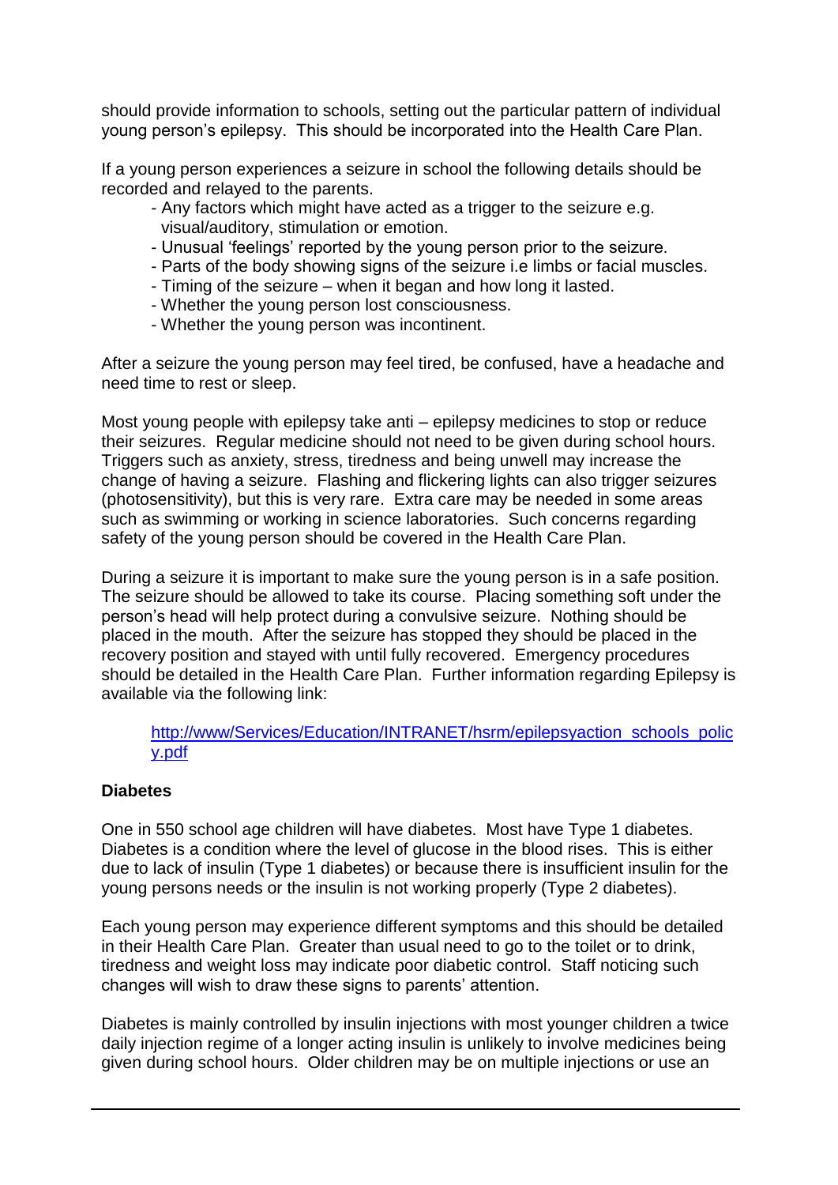should provide information to schools, setting out the particular pattern of individual young person's epilepsy. This should be incorporated into the Health Care Plan.

If a young person experiences a seizure in school the following details should be recorded and relayed to the parents.

- Any factors which might have acted as a trigger to the seizure e.g. visual/auditory, stimulation or emotion.
- Unusual 'feelings' reported by the young person prior to the seizure.
- Parts of the body showing signs of the seizure i.e limbs or facial muscles.
- Timing of the seizure – when it began and how long it lasted.
- Whether the young person lost consciousness.
- Whether the young person was incontinent.

After a seizure the young person may feel tired, be confused, have a headache and need time to rest or sleep.

Most young people with epilepsy take anti – epilepsy medicines to stop or reduce their seizures. Regular medicine should not need to be given during school hours. Triggers such as anxiety, stress, tiredness and being unwell may increase the change of having a seizure. Flashing and flickering lights can also trigger seizures (photosensitivity), but this is very rare. Extra care may be needed in some areas such as swimming or working in science laboratories. Such concerns regarding safety of the young person should be covered in the Health Care Plan.

During a seizure it is important to make sure the young person is in a safe position. The seizure should be allowed to take its course. Placing something soft under the person's head will help protect during a convulsive seizure. Nothing should be placed in the mouth. After the seizure has stopped they should be placed in the recovery position and stayed with until fully recovered. Emergency procedures should be detailed in the Health Care Plan. Further information regarding Epilepsy is available via the following link:

[http://www/Services/Education/INTRANET/hsrm/epilepsyaction_schools_policy.pdf](http://www/Services/Education/INTRANET/hsrm/epilepsyaction_schools_policy.pdf)

**Diabetes**

One in 550 school age children will have diabetes. Most have Type 1 diabetes. Diabetes is a condition where the level of glucose in the blood rises. This is either due to lack of insulin (Type 1 diabetes) or because there is insufficient insulin for the young persons needs or the insulin is not working properly (Type 2 diabetes).

Each young person may experience different symptoms and this should be detailed in their Health Care Plan. Greater than usual need to go to the toilet or to drink, tiredness and weight loss may indicate poor diabetic control. Staff noticing such changes will wish to draw these signs to parents' attention.

Diabetes is mainly controlled by insulin injections with most younger children a twice daily injection regime of a longer acting insulin is unlikely to involve medicines being given during school hours. Older children may be on multiple injections or use an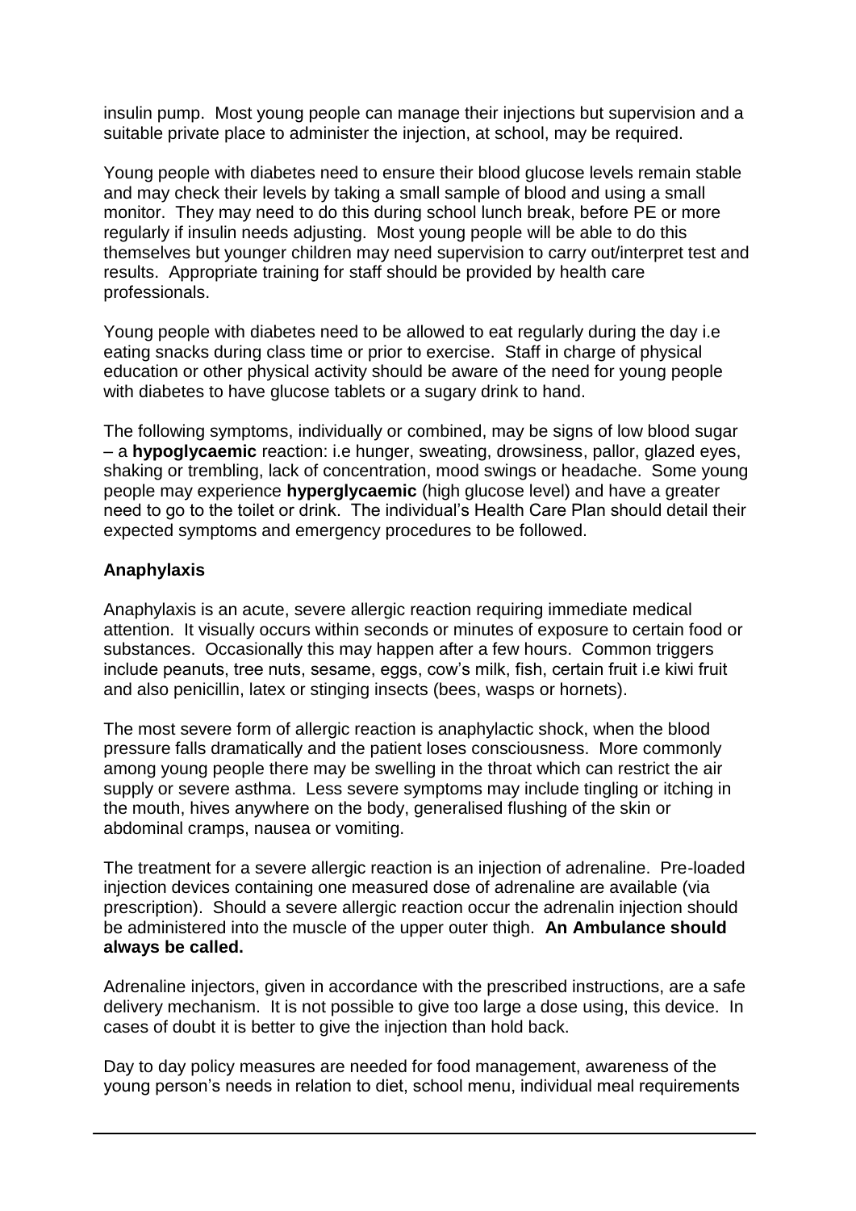insulin pump. Most young people can manage their injections but supervision and a suitable private place to administer the injection, at school, may be required.

Young people with diabetes need to ensure their blood glucose levels remain stable and may check their levels by taking a small sample of blood and using a small monitor. They may need to do this during school lunch break, before PE or more regularly if insulin needs adjusting. Most young people will be able to do this themselves but younger children may need supervision to carry out/interpret test and results. Appropriate training for staff should be provided by health care professionals.

Young people with diabetes need to be allowed to eat regularly during the day i.e eating snacks during class time or prior to exercise. Staff in charge of physical education or other physical activity should be aware of the need for young people with diabetes to have glucose tablets or a sugary drink to hand.

The following symptoms, individually or combined, may be signs of low blood sugar – a **hypoglycaemic** reaction: i.e hunger, sweating, drowsiness, pallor, glazed eyes, shaking or trembling, lack of concentration, mood swings or headache. Some young people may experience **hyperglycaemic** (high glucose level) and have a greater need to go to the toilet or drink. The individual's Health Care Plan should detail their expected symptoms and emergency procedures to be followed.

**Anaphylaxis**

Anaphylaxis is an acute, severe allergic reaction requiring immediate medical attention. It visually occurs within seconds or minutes of exposure to certain food or substances. Occasionally this may happen after a few hours. Common triggers include peanuts, tree nuts, sesame, eggs, cow's milk, fish, certain fruit i.e kiwi fruit and also penicillin, latex or stinging insects (bees, wasps or hornets).

The most severe form of allergic reaction is anaphylactic shock, when the blood pressure falls dramatically and the patient loses consciousness. More commonly among young people there may be swelling in the throat which can restrict the air supply or severe asthma. Less severe symptoms may include tingling or itching in the mouth, hives anywhere on the body, generalised flushing of the skin or abdominal cramps, nausea or vomiting.

The treatment for a severe allergic reaction is an injection of adrenaline. Pre-loaded injection devices containing one measured dose of adrenaline are available (via prescription). Should a severe allergic reaction occur the adrenalin injection should be administered into the muscle of the upper outer thigh. **An Ambulance should always be called.**

Adrenaline injectors, given in accordance with the prescribed instructions, are a safe delivery mechanism. It is not possible to give too large a dose using, this device. In cases of doubt it is better to give the injection than hold back.

Day to day policy measures are needed for food management, awareness of the young person's needs in relation to diet, school menu, individual meal requirements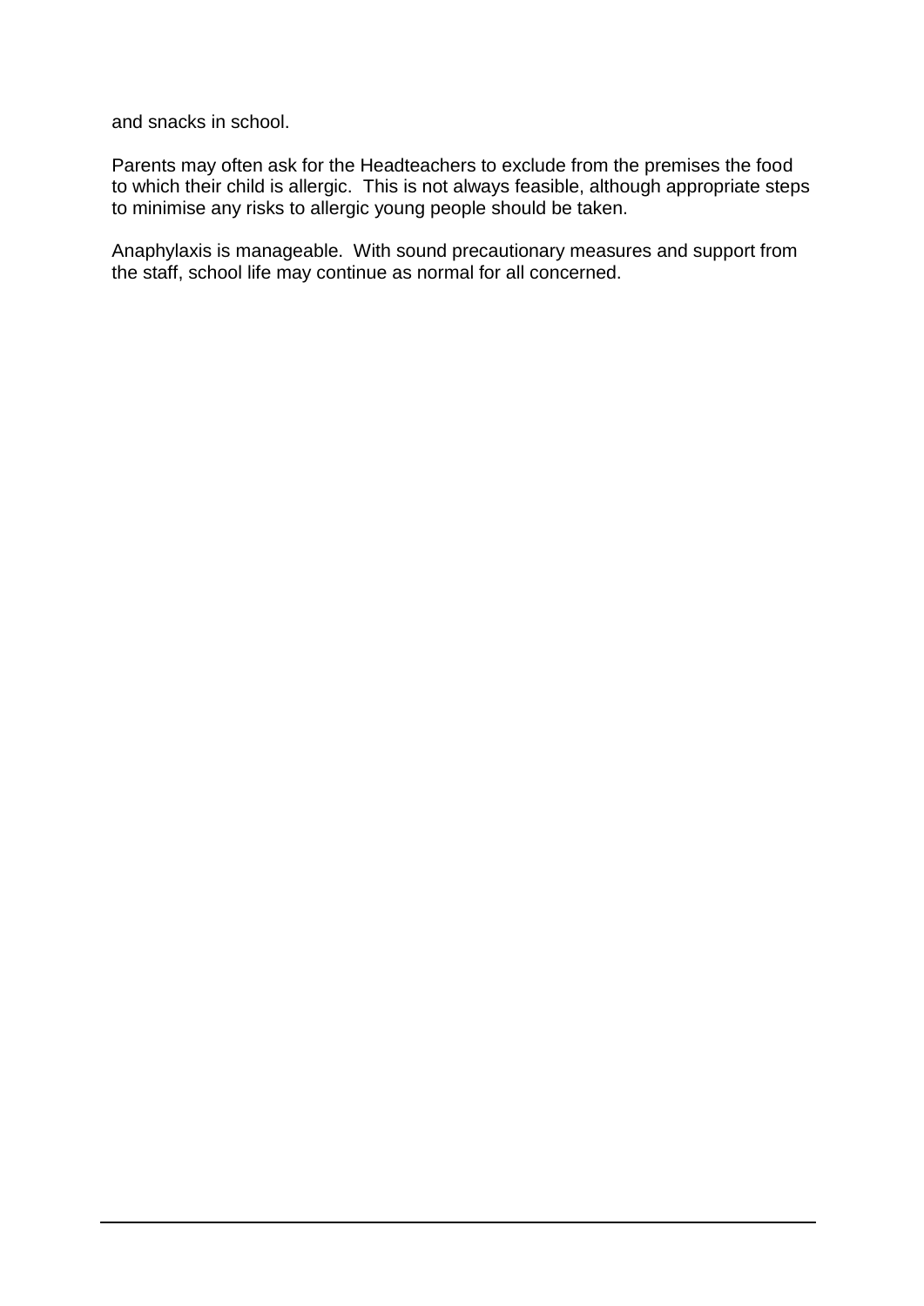and snacks in school.

Parents may often ask for the Headteachers to exclude from the premises the food to which their child is allergic. This is not always feasible, although appropriate steps to minimise any risks to allergic young people should be taken.

Anaphylaxis is manageable. With sound precautionary measures and support from the staff, school life may continue as normal for all concerned.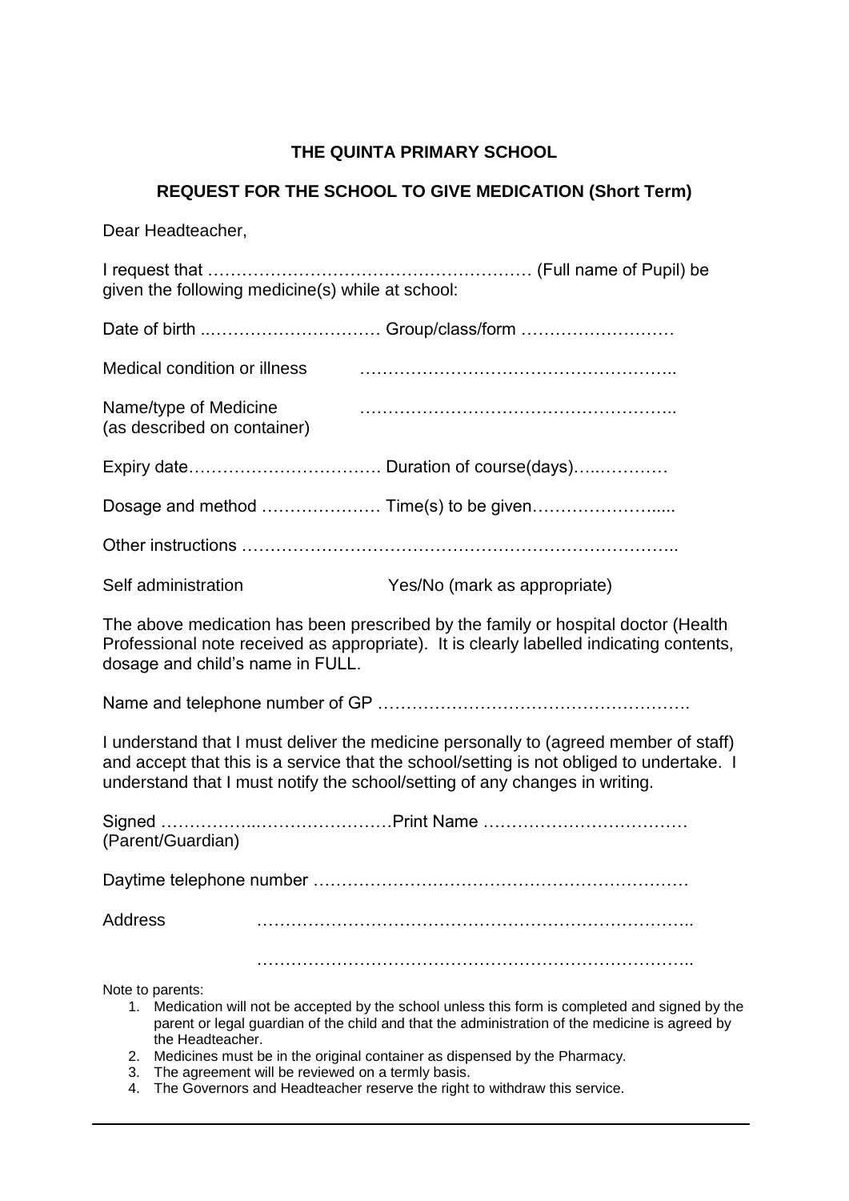**THE QUINTA PRIMARY SCHOOL**

**REQUEST FOR THE SCHOOL TO GIVE MEDICATION (Short Term)**

Dear Headteacher,

I request that ………………………………………………… (Full name of Pupil) be given the following medicine(s) while at school:

Date of birth ..………………………… Group/class/form ………………………

Medical condition or illness ………………………………………………..

Name/type of Medicine (as described on container) ………………………………………………..

Expiry date……………………………. Duration of course(days)…..…………

Dosage and method ………………… Time(s) to be given…………………....

Other instructions ………………………………………………………………..

Self administration Yes/No (mark as appropriate)

The above medication has been prescribed by the family or hospital doctor (Health Professional note received as appropriate). It is clearly labelled indicating contents, dosage and child's name in FULL.

Name and telephone number of GP ……………………………………………….

I understand that I must deliver the medicine personally to (agreed member of staff) and accept that this is a service that the school/setting is not obliged to undertake. I understand that I must notify the school/setting of any changes in writing.

Signed ……………..……………………Print Name ………………………………
(Parent/Guardian)

Daytime telephone number …………………………………………………………

Address …………………………………………………………………..

…………………………………………………………………..

Note to parents:

1. Medication will not be accepted by the school unless this form is completed and signed by the parent or legal guardian of the child and that the administration of the medicine is agreed by the Headteacher.
2. Medicines must be in the original container as dispensed by the Pharmacy.
3. The agreement will be reviewed on a termly basis.
4. The Governors and Headteacher reserve the right to withdraw this service.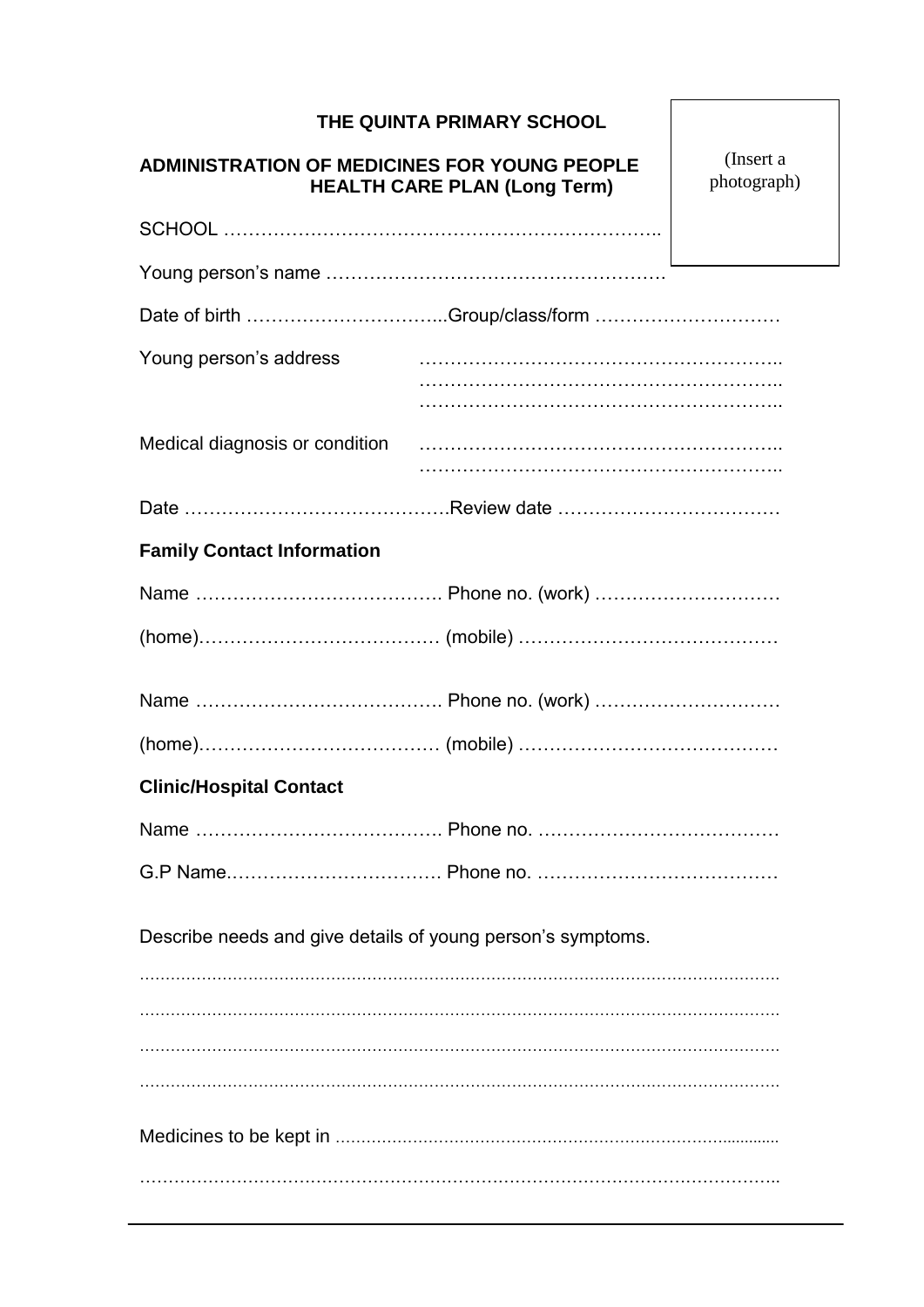**THE QUINTA PRIMARY SCHOOL**

**ADMINISTRATION OF MEDICINES FOR YOUNG PEOPLE HEALTH CARE PLAN (Long Term)**

(Insert a photograph)

SCHOOL ……………………………………………………………..

Young person's name ……………………………………………….

Date of birth …………………………...Group/class/form …………………………

Young person's address ………………………………………………….. ………………………………………………….. …………………………………………………..

Medical diagnosis or condition ………………………………………………….. …………………………………………………..

Date …………………………………….Review date ………………………………

**Family Contact Information**

Name …………………………………. Phone no. (work) …………………………

(home)………………………………… (mobile) ……………………………………

Name …………………………………. Phone no. (work) …………………………

(home)………………………………… (mobile) ……………………………………

**Clinic/Hospital Contact**

Name …………………………………. Phone no. …………………………………

G.P Name……………………………. Phone no. …………………………………

Describe needs and give details of young person's symptoms.

…………………………………………………………………………………………………

…………………………………………………………………………………………………

…………………………………………………………………………………………………

…………………………………………………………………………………………………

Medicines to be kept in ………………………………………………………………………

…………………………………………………………………………………………………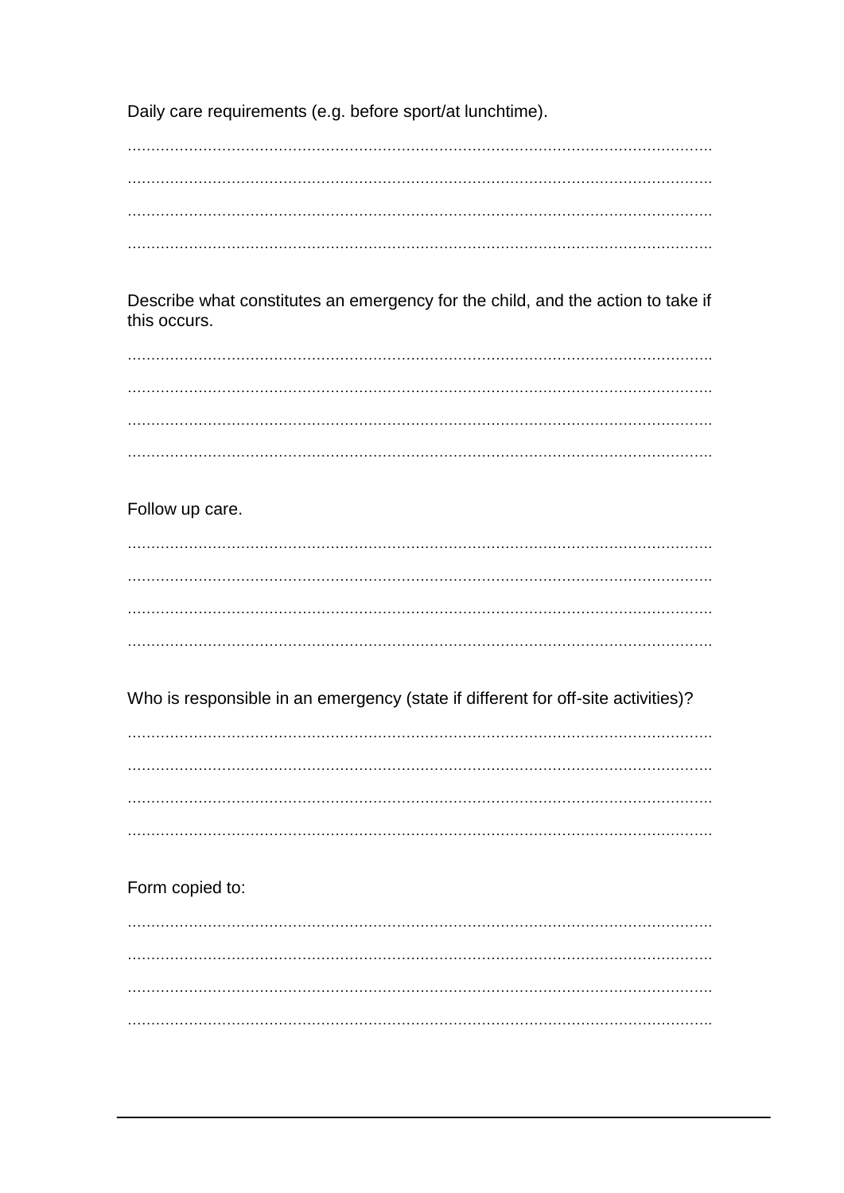Daily care requirements (e.g. before sport/at lunchtime).

..........................................................................................................................

..........................................................................................................................

..........................................................................................................................

..........................................................................................................................

Describe what constitutes an emergency for the child, and the action to take if this occurs.

..........................................................................................................................

..........................................................................................................................

..........................................................................................................................

..........................................................................................................................

Follow up care.

..........................................................................................................................

..........................................................................................................................

..........................................................................................................................

..........................................................................................................................

Who is responsible in an emergency (state if different for off-site activities)?

..........................................................................................................................

..........................................................................................................................

..........................................................................................................................

..........................................................................................................................

Form copied to:

..........................................................................................................................

..........................................................................................................................

..........................................................................................................................

..........................................................................................................................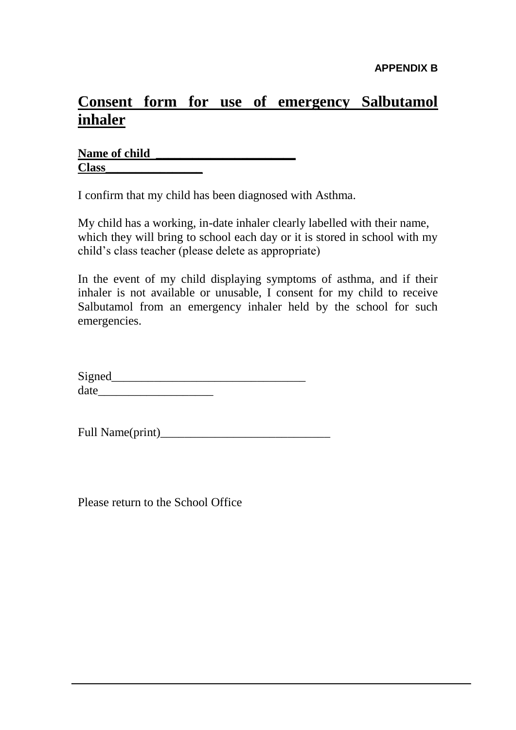**APPENDIX B**

# Consent form for use of emergency Salbutamol inhaler

**Name of child ______________________**
**Class_______________**

I confirm that my child has been diagnosed with Asthma.

My child has a working, in-date inhaler clearly labelled with their name, which they will bring to school each day or it is stored in school with my child's class teacher (please delete as appropriate)

In the event of my child displaying symptoms of asthma, and if their inhaler is not available or unusable, I consent for my child to receive Salbutamol from an emergency inhaler held by the school for such emergencies.

Signed________________________________
date___________________

Full Name(print)____________________________

Please return to the School Office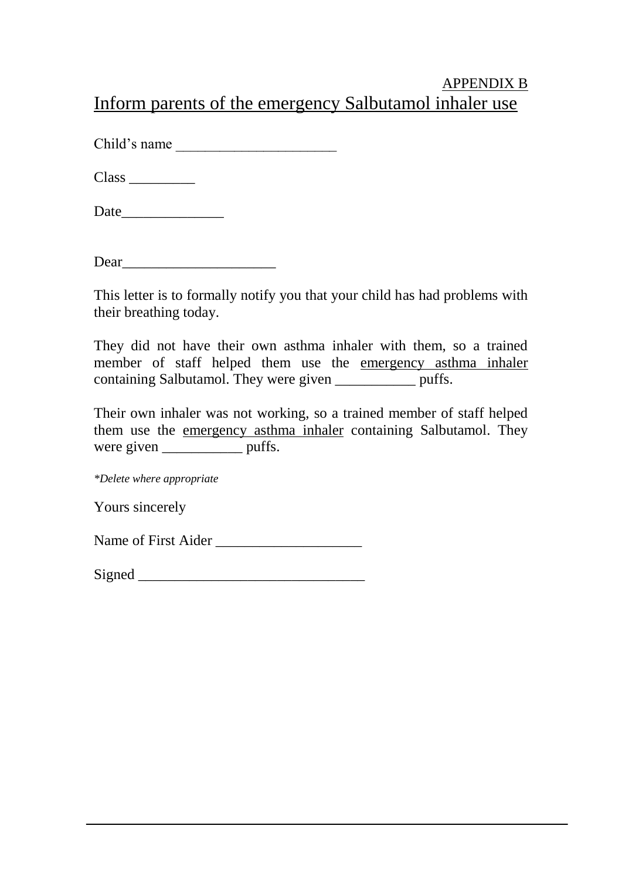APPENDIX B

# Inform parents of the emergency Salbutamol inhaler use

Child's name ______________________

Class _________

Date______________

Dear_____________________

This letter is to formally notify you that your child has had problems with their breathing today.

They did not have their own asthma inhaler with them, so a trained member of staff helped them use the emergency asthma inhaler containing Salbutamol. They were given ___________ puffs.

Their own inhaler was not working, so a trained member of staff helped them use the emergency asthma inhaler containing Salbutamol. They were given ___________ puffs.

*\*Delete where appropriate*

Yours sincerely

Name of First Aider ____________________

Signed _______________________________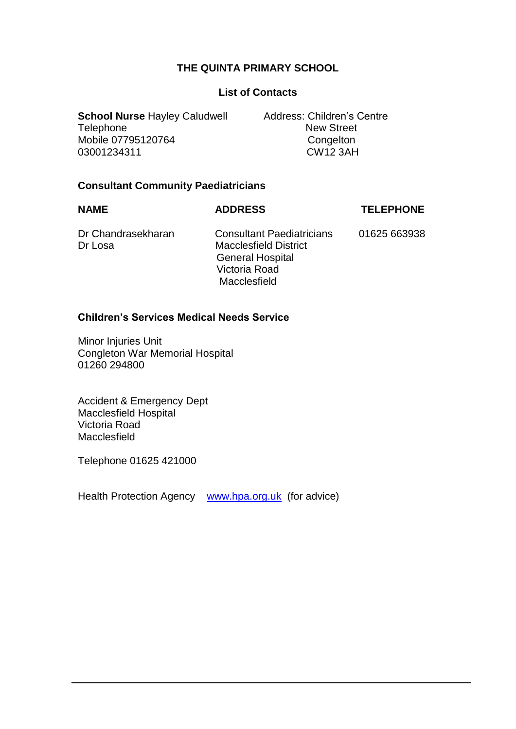# THE QUINTA PRIMARY SCHOOL

## List of Contacts

**School Nurse** Hayley Caludwell
Telephone
Mobile 07795120764
03001234311

Address: Children's Centre
New Street
Congelton
CW12 3AH

### Consultant Community Paediatricians

| NAME | ADDRESS | TELEPHONE |
|---|---|---|
| Dr Chandrasekharan<br>Dr Losa | Consultant Paediatricians<br>Macclesfield District<br>General Hospital<br>Victoria Road<br>Macclesfield | 01625 663938 |

### Children's Services Medical Needs Service

Minor Injuries Unit
Congleton War Memorial Hospital
01260 294800

Accident & Emergency Dept
Macclesfield Hospital
Victoria Road
Macclesfield

Telephone 01625 421000

Health Protection Agency www.hpa.org.uk (for advice)